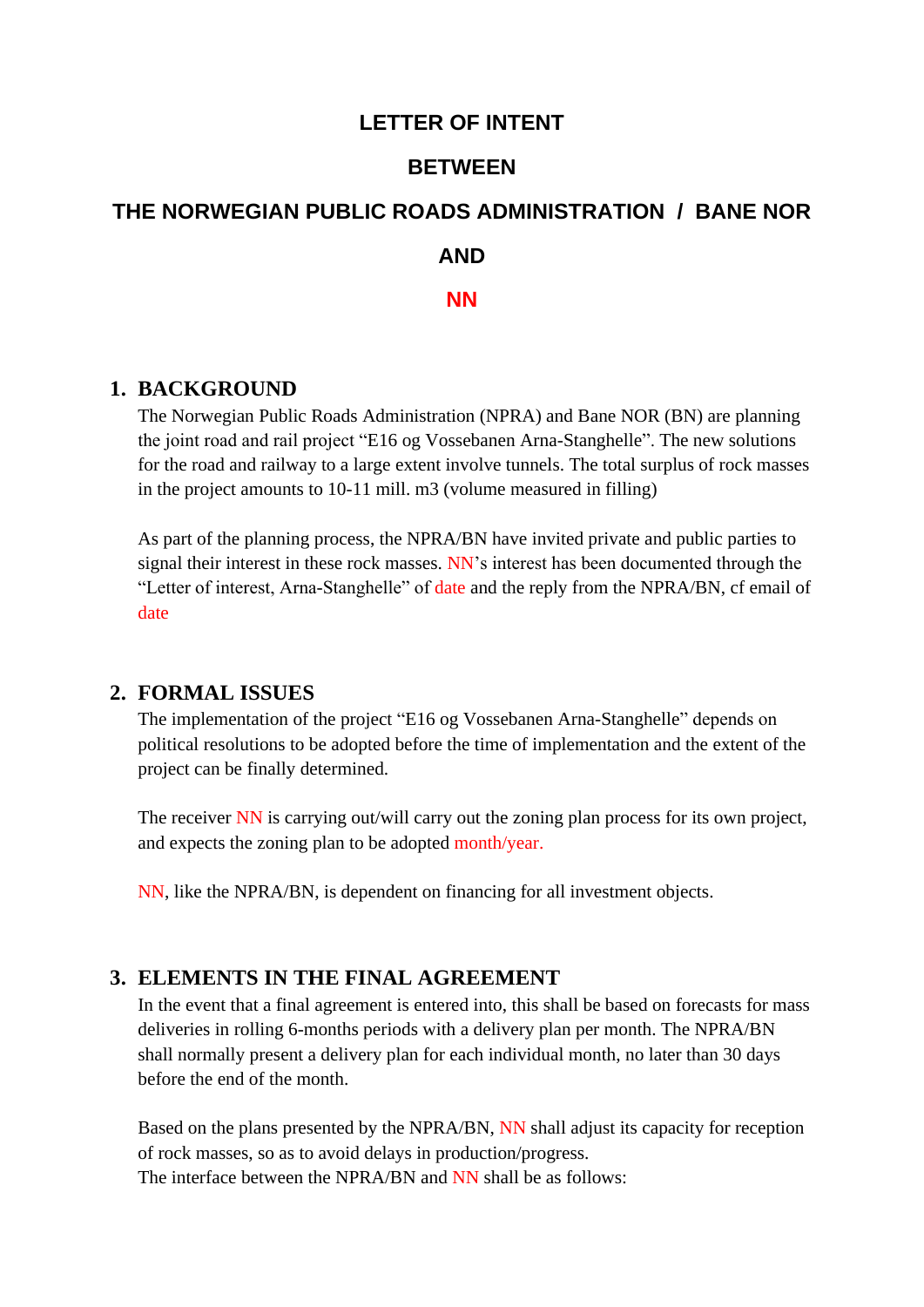# LETTER OF INTENT

# BETWEEN

# THE NORWEGIAN PUBLIC ROADS ADMINISTRATION / BANE NOR

# AND

# NN

## 1. BACKGROUND

The Norwegian Public Roads Administration (NPRA) and Bane NOR (BN) are planning the joint road and rail project "E16 og Vossebanen Arna-Stanghelle". The new solutions for the road and railway to a large extent involve tunnels. The total surplus of rock masses in the project amounts to 10-11 mill. m3 (volume measured in filling)

As part of the planning process, the NPRA/BN have invited private and public parties to signal their interest in these rock masses. NN's interest has been documented through the "Letter of interest, Arna-Stanghelle" of date and the reply from the NPRA/BN, cf email of date

## 2. FORMAL ISSUES

The implementation of the project "E16 og Vossebanen Arna-Stanghelle" depends on political resolutions to be adopted before the time of implementation and the extent of the project can be finally determined.

The receiver NN is carrying out/will carry out the zoning plan process for its own project, and expects the zoning plan to be adopted month/year.

NN, like the NPRA/BN, is dependent on financing for all investment objects.

## 3. ELEMENTS IN THE FINAL AGREEMENT

In the event that a final agreement is entered into, this shall be based on forecasts for mass deliveries in rolling 6-months periods with a delivery plan per month. The NPRA/BN shall normally present a delivery plan for each individual month, no later than 30 days before the end of the month.

Based on the plans presented by the NPRA/BN, NN shall adjust its capacity for reception of rock masses, so as to avoid delays in production/progress.
The interface between the NPRA/BN and NN shall be as follows: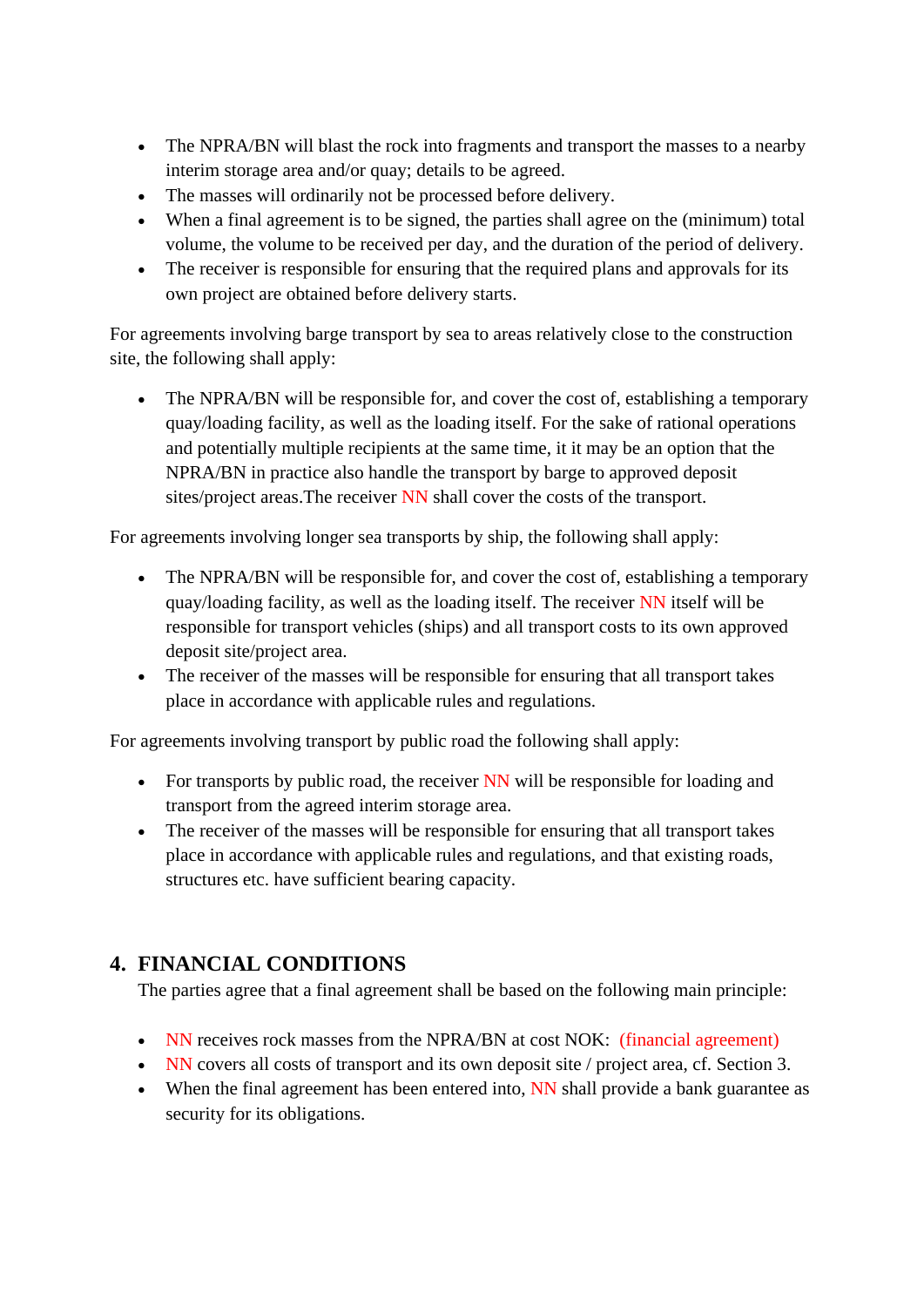- The NPRA/BN will blast the rock into fragments and transport the masses to a nearby interim storage area and/or quay; details to be agreed.
- The masses will ordinarily not be processed before delivery.
- When a final agreement is to be signed, the parties shall agree on the (minimum) total volume, the volume to be received per day, and the duration of the period of delivery.
- The receiver is responsible for ensuring that the required plans and approvals for its own project are obtained before delivery starts.

For agreements involving barge transport by sea to areas relatively close to the construction site, the following shall apply:

- The NPRA/BN will be responsible for, and cover the cost of, establishing a temporary quay/loading facility, as well as the loading itself. For the sake of rational operations and potentially multiple recipients at the same time, it it may be an option that the NPRA/BN in practice also handle the transport by barge to approved deposit sites/project areas.The receiver NN shall cover the costs of the transport.

For agreements involving longer sea transports by ship, the following shall apply:

- The NPRA/BN will be responsible for, and cover the cost of, establishing a temporary quay/loading facility, as well as the loading itself. The receiver NN itself will be responsible for transport vehicles (ships) and all transport costs to its own approved deposit site/project area.
- The receiver of the masses will be responsible for ensuring that all transport takes place in accordance with applicable rules and regulations.

For agreements involving transport by public road the following shall apply:

- For transports by public road, the receiver NN will be responsible for loading and transport from the agreed interim storage area.
- The receiver of the masses will be responsible for ensuring that all transport takes place in accordance with applicable rules and regulations, and that existing roads, structures etc. have sufficient bearing capacity.

## 4. FINANCIAL CONDITIONS

The parties agree that a final agreement shall be based on the following main principle:

- NN receives rock masses from the NPRA/BN at cost NOK: (financial agreement)
- NN covers all costs of transport and its own deposit site / project area, cf. Section 3.
- When the final agreement has been entered into, NN shall provide a bank guarantee as security for its obligations.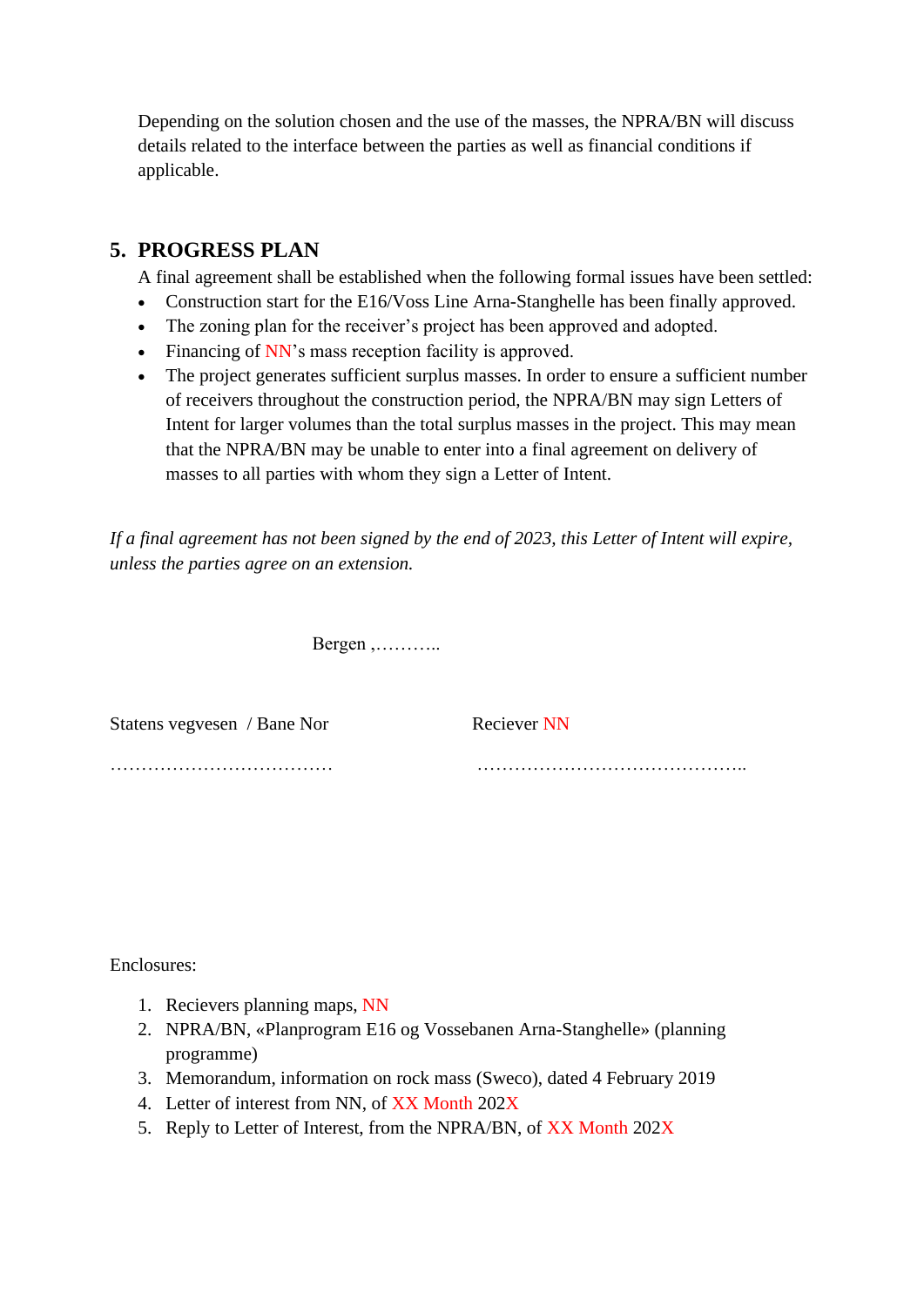Depending on the solution chosen and the use of the masses, the NPRA/BN will discuss details related to the interface between the parties as well as financial conditions if applicable.

## 5. PROGRESS PLAN

A final agreement shall be established when the following formal issues have been settled:

- Construction start for the E16/Voss Line Arna-Stanghelle has been finally approved.
- The zoning plan for the receiver's project has been approved and adopted.
- Financing of NN's mass reception facility is approved.
- The project generates sufficient surplus masses. In order to ensure a sufficient number of receivers throughout the construction period, the NPRA/BN may sign Letters of Intent for larger volumes than the total surplus masses in the project. This may mean that the NPRA/BN may be unable to enter into a final agreement on delivery of masses to all parties with whom they sign a Letter of Intent.

*If a final agreement has not been signed by the end of 2023, this Letter of Intent will expire, unless the parties agree on an extension.*

Bergen ,………..

| | |
|---|---|
| Statens vegvesen / Bane Nor | Reciever NN |
| ……………………………… | …………………………………….. |

Enclosures:

1. Recievers planning maps, NN
2. NPRA/BN, «Planprogram E16 og Vossebanen Arna-Stanghelle» (planning programme)
3. Memorandum, information on rock mass (Sweco), dated 4 February 2019
4. Letter of interest from NN, of XX Month 202X
5. Reply to Letter of Interest, from the NPRA/BN, of XX Month 202X